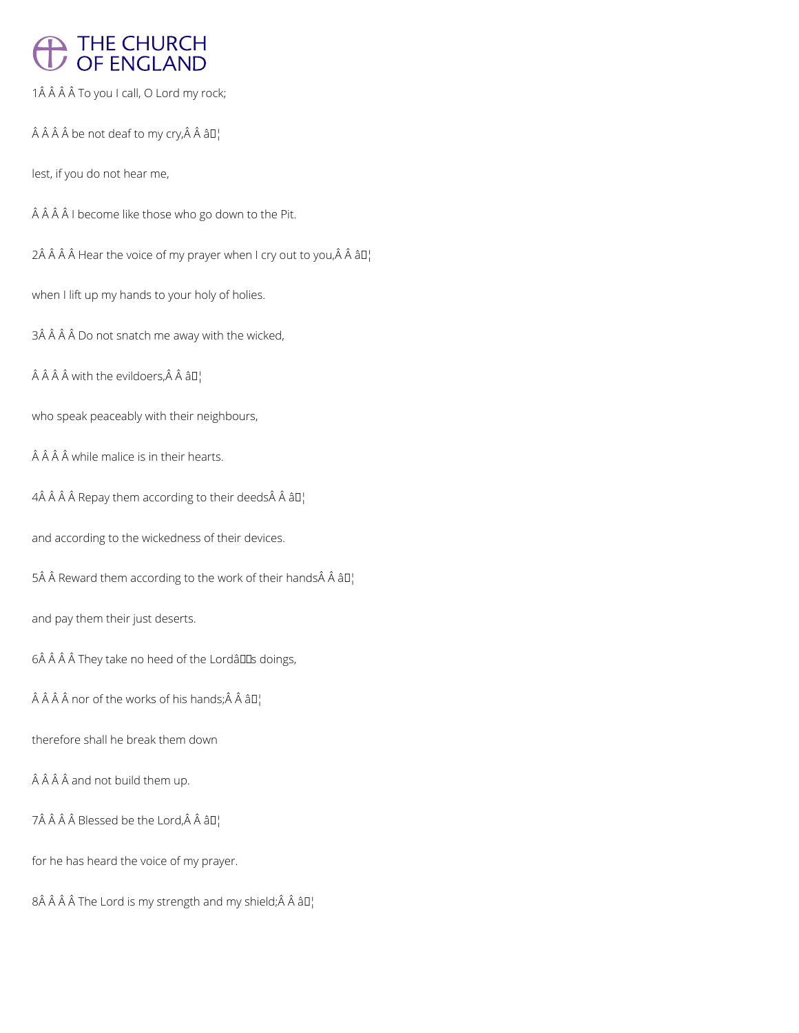# THE CHURCH OF ENGLAND

1Â Â Â Â To you I call, O Lord my rock;

Â Â Â Â be not deaf to my cry,Â Â â¦

lest, if you do not hear me,

Â Â Â Â I become like those who go down to the Pit.

2Â Â Â Â Hear the voice of my prayer when I cry out to you,Â Â â¦

when I lift up my hands to your holy of holies.

3Â Â Â Â Do not snatch me away with the wicked,

Â Â Â Â with the evildoers,Â Â â¦

who speak peaceably with their neighbours,

Â Â Â Â while malice is in their hearts.

4Â Â Â Â Repay them according to their deedsÂ Â â¦

and according to the wickedness of their devices.

5Â Â Reward them according to the work of their handsÂ Â â¦

and pay them their just deserts.

6Â Â Â Â They take no heed of the Lordâs doings,

Â Â Â Â nor of the works of his hands;Â Â â¦

therefore shall he break them down

Â Â Â Â and not build them up.

7Â Â Â Â Blessed be the Lord,Â Â â¦

for he has heard the voice of my prayer.

8Â Â Â Â The Lord is my strength and my shield;Â Â â¦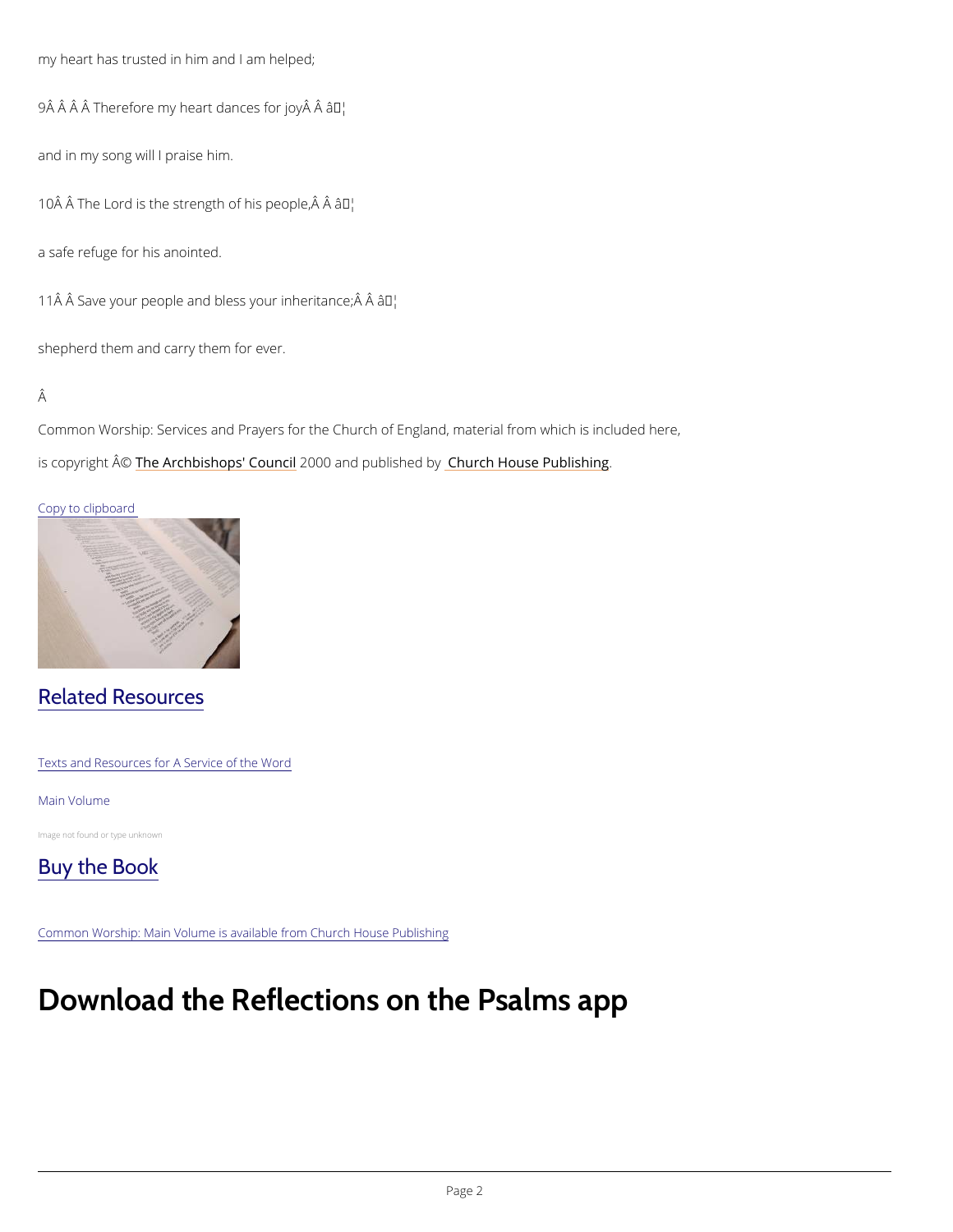my heart has trusted in him and I am helped;

9Â Â Â Â Therefore my heart dances for joyÂ Â â¦

and in my song will I praise him.

10Â Â The Lord is the strength of his people,Â Â â¦

a safe refuge for his anointed.

11Â Â Save your people and bless your inheritance;Â Â â¦

shepherd them and carry them for ever.

Â

Common Worship: Services and Prayers for the Church of England, material from which is included here, is copyright Â© The Archbishops' Council 2000 and published by Church House Publishing.

Copy to clipboard

## Related Resources

Texts and Resources for A Service of the Word

Main Volume

Image not found or type unknown

## Buy the Book

Common Worship: Main Volume is available from Church House Publishing

# Download the Reflections on the Psalms app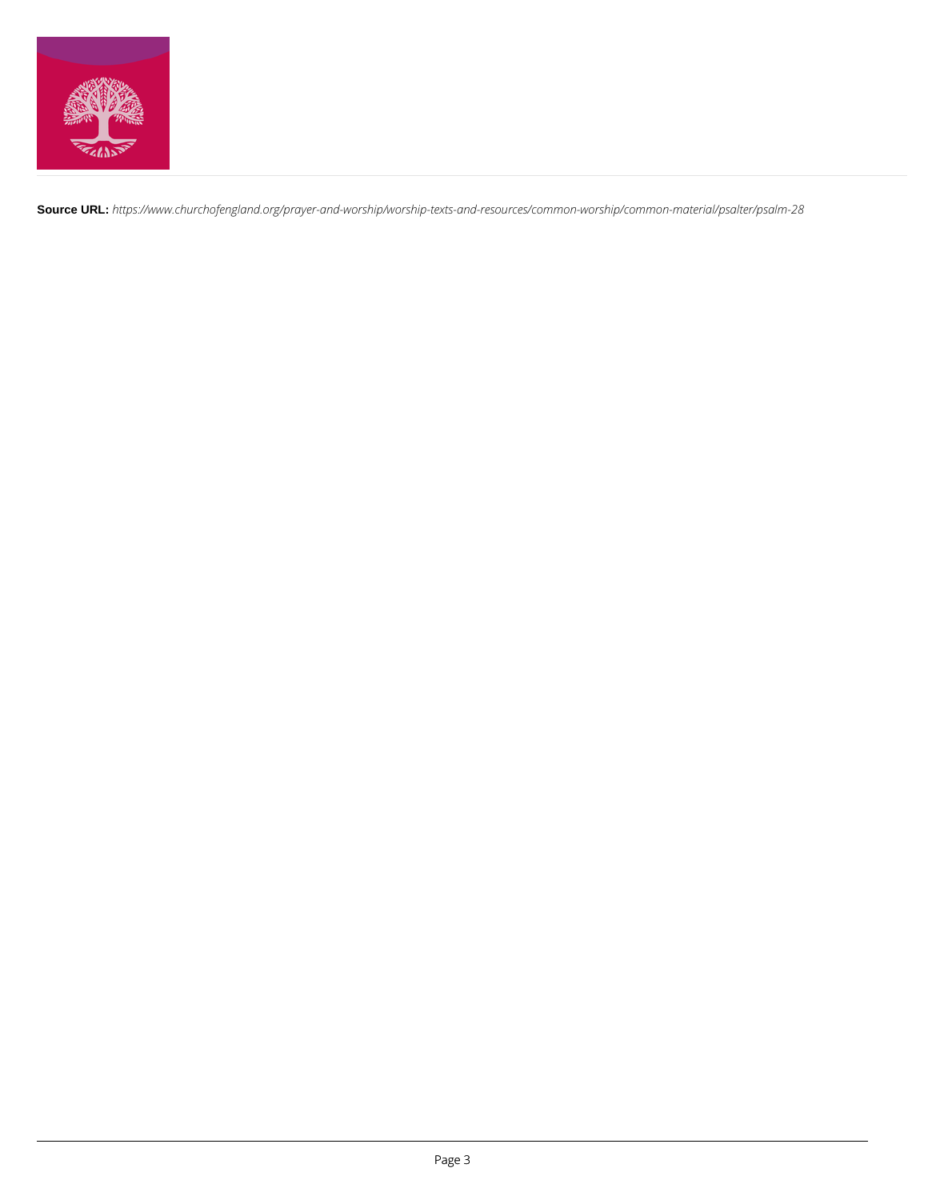**Source URL:** *https://www.churchofengland.org/prayer-and-worship/worship-texts-and-resources/common-worship/common-material/psalter/psalm-28*